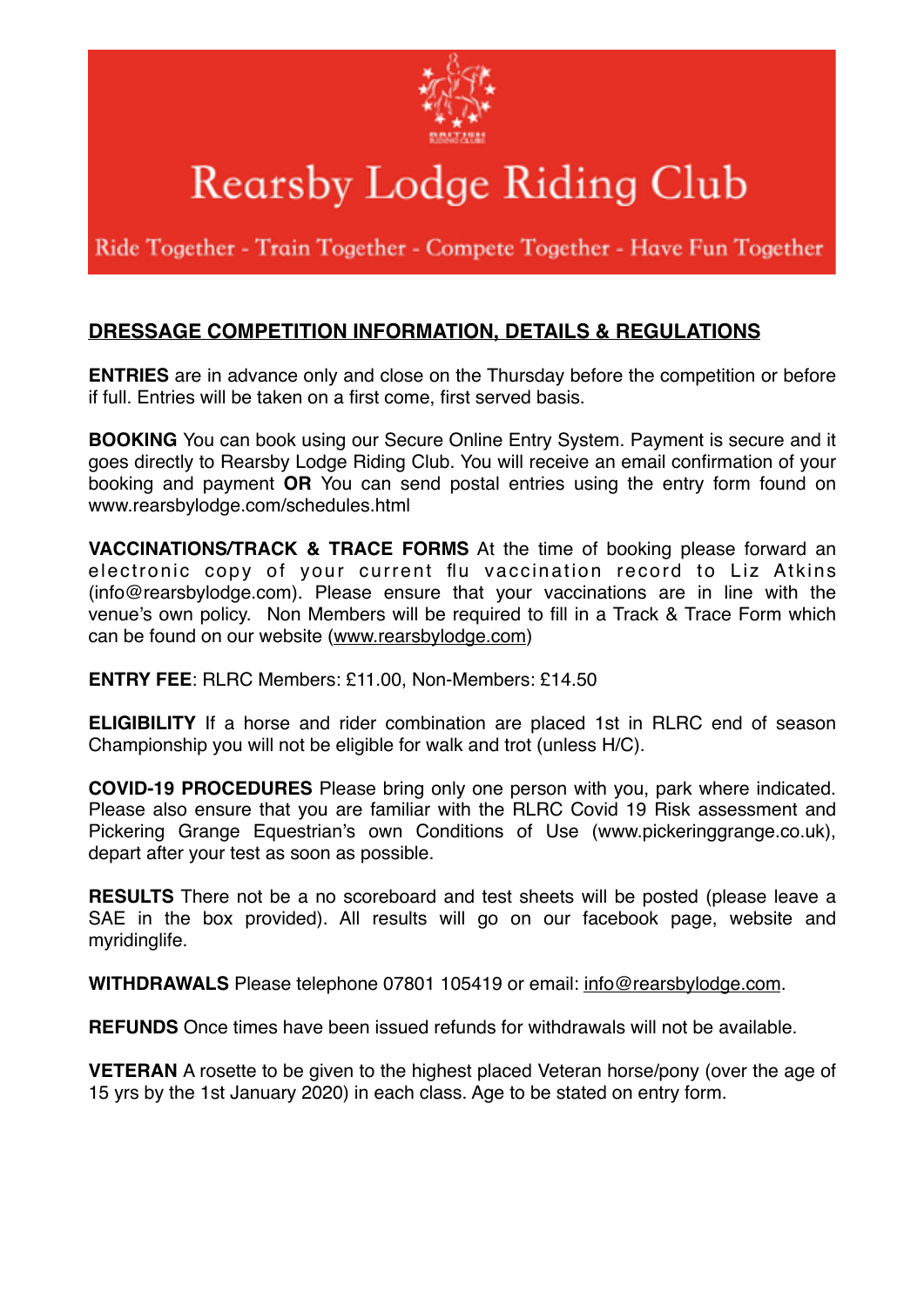# Rearsby Lodge Riding Club

Ride Together - Train Together - Compete Together - Have Fun Together

## DRESSAGE COMPETITION INFORMATION, DETAILS & REGULATIONS

**ENTRIES** are in advance only and close on the Thursday before the competition or before if full. Entries will be taken on a first come, first served basis.

**BOOKING** You can book using our Secure Online Entry System. Payment is secure and it goes directly to Rearsby Lodge Riding Club. You will receive an email confirmation of your booking and payment **OR** You can send postal entries using the entry form found on www.rearsbylodge.com/schedules.html

**VACCINATIONS/TRACK & TRACE FORMS** At the time of booking please forward an electronic copy of your current flu vaccination record to Liz Atkins (info@rearsbylodge.com). Please ensure that your vaccinations are in line with the venue's own policy. Non Members will be required to fill in a Track & Trace Form which can be found on our website (www.rearsbylodge.com)

**ENTRY FEE**: RLRC Members: £11.00, Non-Members: £14.50

**ELIGIBILITY** If a horse and rider combination are placed 1st in RLRC end of season Championship you will not be eligible for walk and trot (unless H/C).

**COVID-19 PROCEDURES** Please bring only one person with you, park where indicated. Please also ensure that you are familiar with the RLRC Covid 19 Risk assessment and Pickering Grange Equestrian's own Conditions of Use (www.pickeringgrange.co.uk), depart after your test as soon as possible.

**RESULTS** There not be a no scoreboard and test sheets will be posted (please leave a SAE in the box provided). All results will go on our facebook page, website and myridinglife.

**WITHDRAWALS** Please telephone 07801 105419 or email: info@rearsbylodge.com.

**REFUNDS** Once times have been issued refunds for withdrawals will not be available.

**VETERAN** A rosette to be given to the highest placed Veteran horse/pony (over the age of 15 yrs by the 1st January 2020) in each class. Age to be stated on entry form.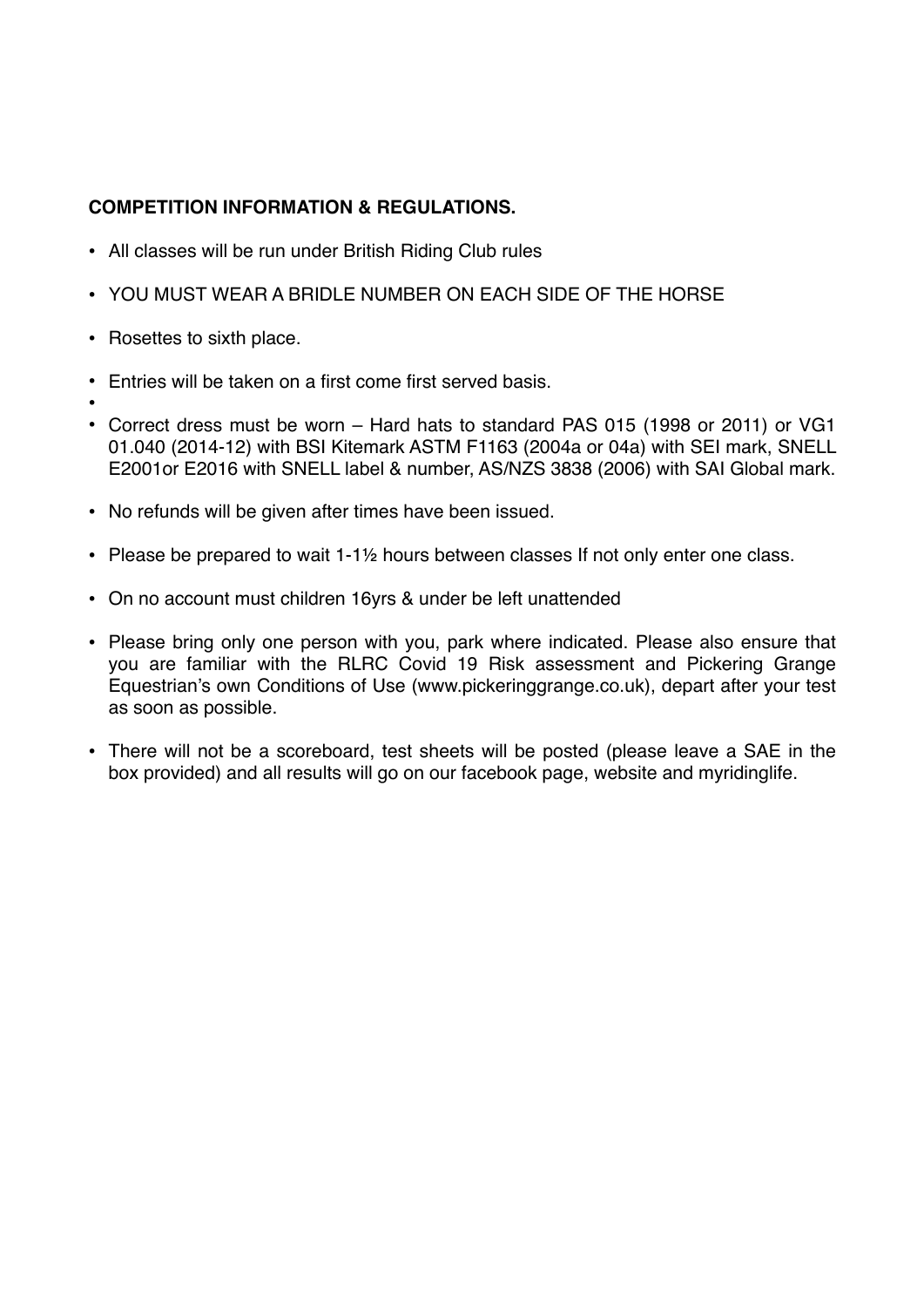**COMPETITION INFORMATION & REGULATIONS.**

- All classes will be run under British Riding Club rules
- YOU MUST WEAR A BRIDLE NUMBER ON EACH SIDE OF THE HORSE
- Rosettes to sixth place.
- Entries will be taken on a first come first served basis.
- 
- Correct dress must be worn – Hard hats to standard PAS 015 (1998 or 2011) or VG1 01.040 (2014-12) with BSI Kitemark ASTM F1163 (2004a or 04a) with SEI mark, SNELL E2001or E2016 with SNELL label & number, AS/NZS 3838 (2006) with SAI Global mark.
- No refunds will be given after times have been issued.
- Please be prepared to wait 1-1½ hours between classes If not only enter one class.
- On no account must children 16yrs & under be left unattended
- Please bring only one person with you, park where indicated. Please also ensure that you are familiar with the RLRC Covid 19 Risk assessment and Pickering Grange Equestrian's own Conditions of Use (www.pickeringgrange.co.uk), depart after your test as soon as possible.
- There will not be a scoreboard, test sheets will be posted (please leave a SAE in the box provided) and all results will go on our facebook page, website and myridinglife.